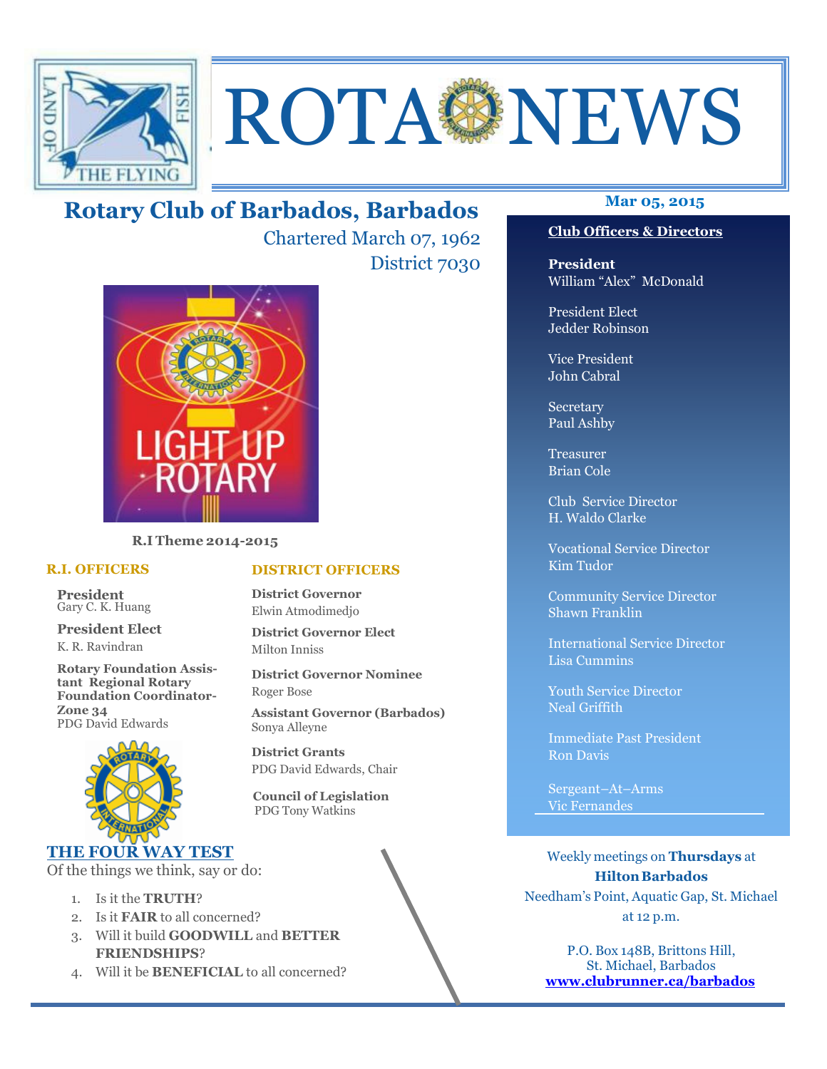# ROTA NEWS

## Rotary Club of Barbados, Barbados

Chartered March 07, 1962

District 7030

**Mar 05, 2015**

**R.I Theme 2014-2015**

### R.I. OFFICERS

**President**
Gary C. K. Huang

**President Elect**
K. R. Ravindran

**Rotary Foundation Assistant Regional Rotary Foundation Coordinator-Zone 34**
PDG David Edwards

### DISTRICT OFFICERS

**District Governor**
Elwin Atmodimedjo

**District Governor Elect**
Milton Inniss

**District Governor Nominee**
Roger Bose

**Assistant Governor (Barbados)**
Sonya Alleyne

**District Grants**
PDG David Edwards, Chair

**Council of Legislation**
PDG Tony Watkins

### THE FOUR WAY TEST

Of the things we think, say or do:

1. Is it the **TRUTH**?
2. Is it **FAIR** to all concerned?
3. Will it build **GOODWILL** and **BETTER FRIENDSHIPS**?
4. Will it be **BENEFICIAL** to all concerned?

### Club Officers & Directors

**President**
William "Alex" McDonald

President Elect
Jedder Robinson

Vice President
John Cabral

Secretary
Paul Ashby

Treasurer
Brian Cole

Club Service Director
H. Waldo Clarke

Vocational Service Director
Kim Tudor

Community Service Director
Shawn Franklin

International Service Director
Lisa Cummins

Youth Service Director
Neal Griffith

Immediate Past President
Ron Davis

Sergeant–At–Arms
Vic Fernandes

Weekly meetings on **Thursdays** at **Hilton Barbados**
Needham's Point, Aquatic Gap, St. Michael
at 12 p.m.

P.O. Box 148B, Brittons Hill,
St. Michael, Barbados
**www.clubrunner.ca/barbados**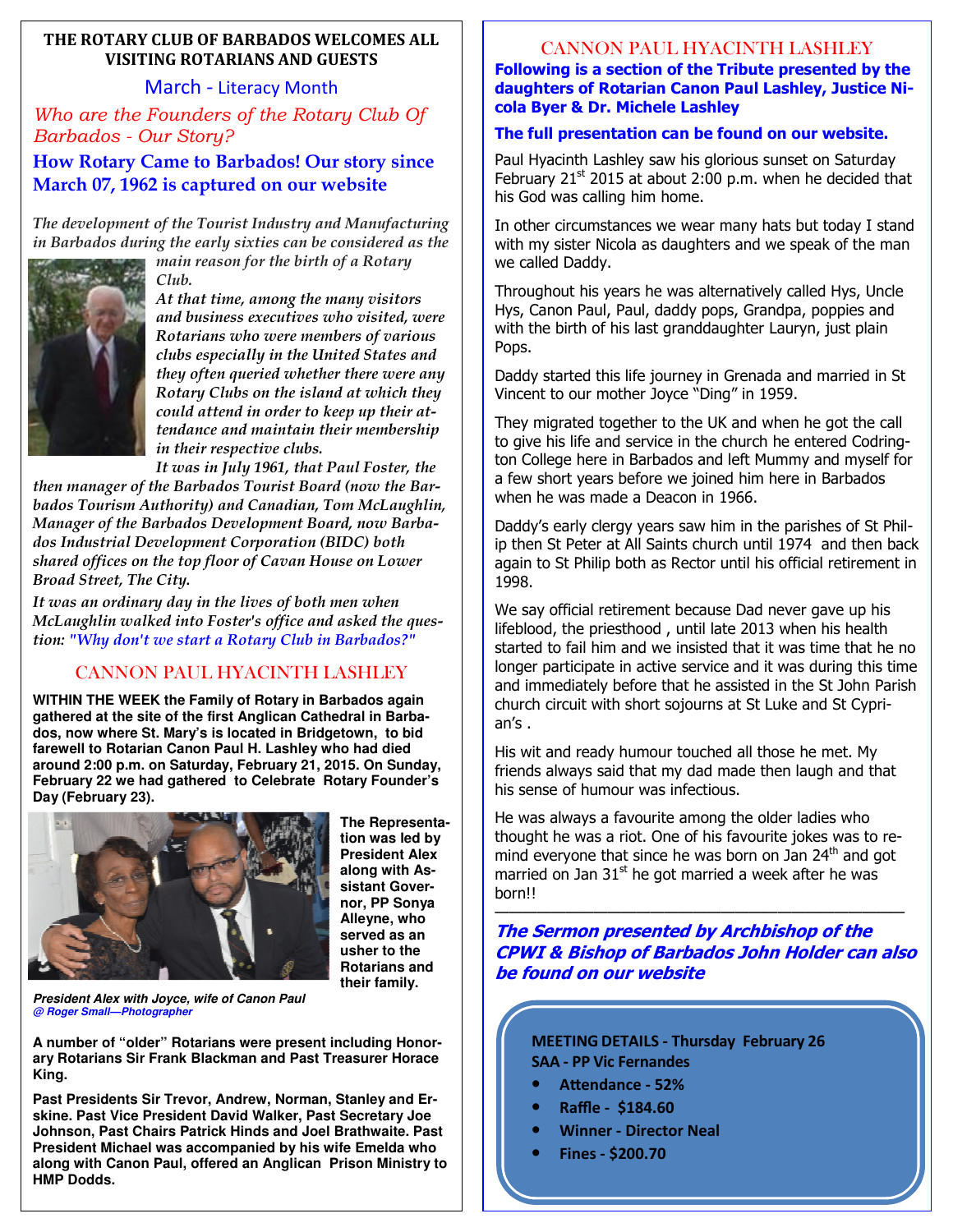**THE ROTARY CLUB OF BARBADOS WELCOMES ALL VISITING ROTARIANS AND GUESTS**

March - Literacy Month

*Who are the Founders of the Rotary Club Of Barbados - Our Story?*

**How Rotary Came to Barbados! Our story since March 07, 1962 is captured on our website**

*The development of the Tourist Industry and Manufacturing in Barbados during the early sixties can be considered as the main reason for the birth of a Rotary Club.*

*At that time, among the many visitors and business executives who visited, were Rotarians who were members of various clubs especially in the United States and they often queried whether there were any Rotary Clubs on the island at which they could attend in order to keep up their attendance and maintain their membership in their respective clubs.*

*It was in July 1961, that Paul Foster, the then manager of the Barbados Tourist Board (now the Barbados Tourism Authority) and Canadian, Tom McLaughlin, Manager of the Barbados Development Board, now Barbados Industrial Development Corporation (BIDC) both shared offices on the top floor of Cavan House on Lower Broad Street, The City.*

*It was an ordinary day in the lives of both men when McLaughlin walked into Foster's office and asked the question: "Why don't we start a Rotary Club in Barbados?"*

## CANNON PAUL HYACINTH LASHLEY

**WITHIN THE WEEK the Family of Rotary in Barbados again gathered at the site of the first Anglican Cathedral in Barbados, now where St. Mary's is located in Bridgetown, to bid farewell to Rotarian Canon Paul H. Lashley who had died around 2:00 p.m. on Saturday, February 21, 2015. On Sunday, February 22 we had gathered to Celebrate Rotary Founder's Day (February 23).**

**The Representation was led by President Alex along with Assistant Governor, PP Sonya Alleyne, who served as an usher to the Rotarians and their family.**

***President Alex with Joyce, wife of Canon Paul***
***@ Roger Small—Photographer***

**A number of "older" Rotarians were present including Honorary Rotarians Sir Frank Blackman and Past Treasurer Horace King.**

**Past Presidents Sir Trevor, Andrew, Norman, Stanley and Erskine. Past Vice President David Walker, Past Secretary Joe Johnson, Past Chairs Patrick Hinds and Joel Brathwaite. Past President Michael was accompanied by his wife Emelda who along with Canon Paul, offered an Anglican Prison Ministry to HMP Dodds.**

## CANNON PAUL HYACINTH LASHLEY

**Following is a section of the Tribute presented by the daughters of Rotarian Canon Paul Lashley, Justice Nicola Byer & Dr. Michele Lashley**

**The full presentation can be found on our website.**

Paul Hyacinth Lashley saw his glorious sunset on Saturday February 21st 2015 at about 2:00 p.m. when he decided that his God was calling him home.

In other circumstances we wear many hats but today I stand with my sister Nicola as daughters and we speak of the man we called Daddy.

Throughout his years he was alternatively called Hys, Uncle Hys, Canon Paul, Paul, daddy pops, Grandpa, poppies and with the birth of his last granddaughter Lauryn, just plain Pops.

Daddy started this life journey in Grenada and married in St Vincent to our mother Joyce "Ding" in 1959.

They migrated together to the UK and when he got the call to give his life and service in the church he entered Codrington College here in Barbados and left Mummy and myself for a few short years before we joined him here in Barbados when he was made a Deacon in 1966.

Daddy's early clergy years saw him in the parishes of St Philip then St Peter at All Saints church until 1974 and then back again to St Philip both as Rector until his official retirement in 1998.

We say official retirement because Dad never gave up his lifeblood, the priesthood , until late 2013 when his health started to fail him and we insisted that it was time that he no longer participate in active service and it was during this time and immediately before that he assisted in the St John Parish church circuit with short sojourns at St Luke and St Cyprian's .

His wit and ready humour touched all those he met. My friends always said that my dad made then laugh and that his sense of humour was infectious.

He was always a favourite among the older ladies who thought he was a riot. One of his favourite jokes was to remind everyone that since he was born on Jan 24th and got married on Jan 31st he got married a week after he was born!!

---

***The Sermon presented by Archbishop of the CPWI & Bishop of Barbados John Holder can also be found on our website***

**MEETING DETAILS - Thursday February 26**
**SAA - PP Vic Fernandes**

- **Attendance - 52%**
- **Raffle - $184.60**
- **Winner - Director Neal**
- **Fines - $200.70**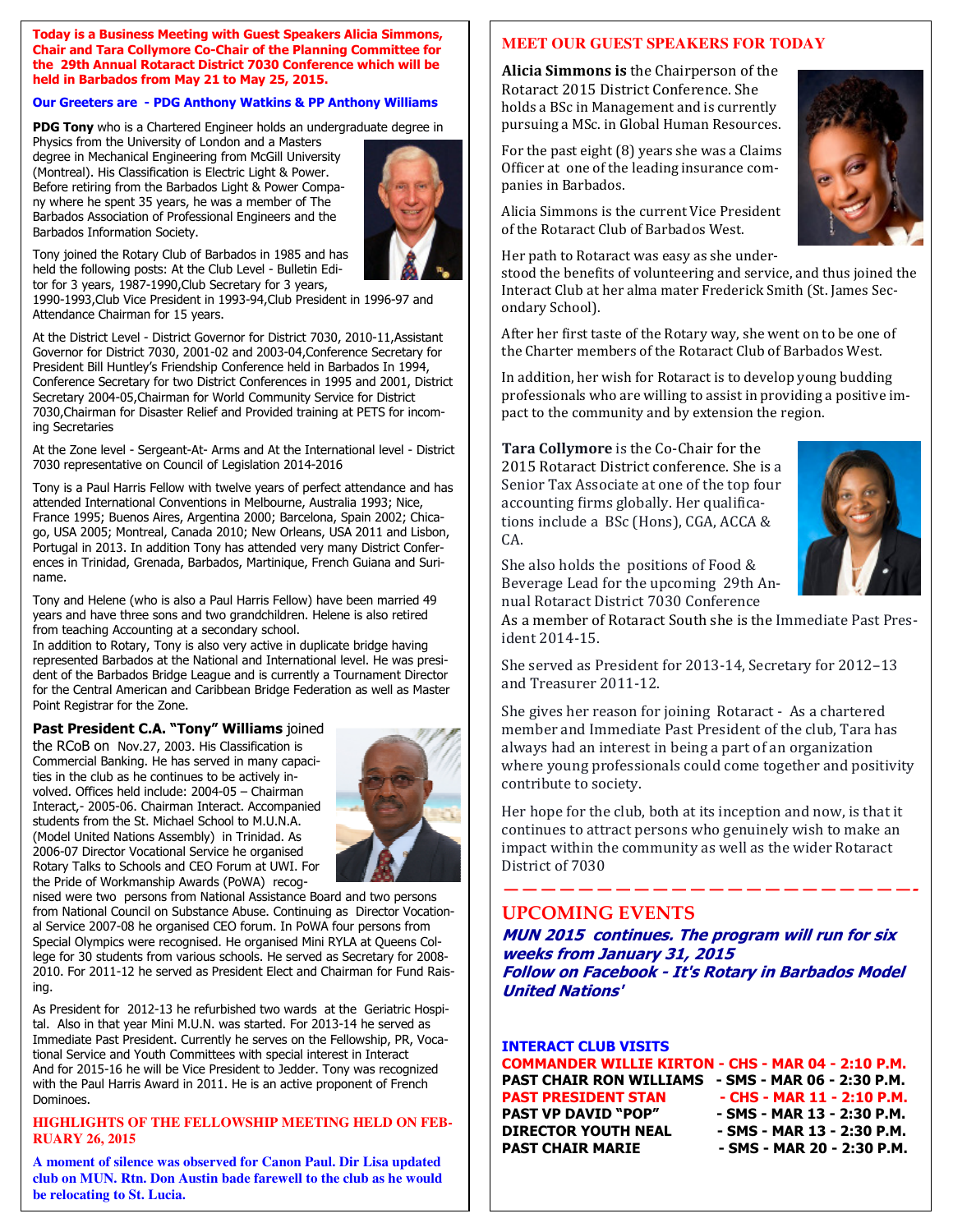**Today is a Business Meeting with Guest Speakers Alicia Simmons, Chair and Tara Collymore Co-Chair of the Planning Committee for the 29th Annual Rotaract District 7030 Conference which will be held in Barbados from May 21 to May 25, 2015.**

**Our Greeters are - PDG Anthony Watkins & PP Anthony Williams**

**PDG Tony** who is a Chartered Engineer holds an undergraduate degree in Physics from the University of London and a Masters degree in Mechanical Engineering from McGill University (Montreal). His Classification is Electric Light & Power. Before retiring from the Barbados Light & Power Company where he spent 35 years, he was a member of The Barbados Association of Professional Engineers and the Barbados Information Society.

Tony joined the Rotary Club of Barbados in 1985 and has held the following posts: At the Club Level - Bulletin Editor for 3 years, 1987-1990,Club Secretary for 3 years, 1990-1993,Club Vice President in 1993-94,Club President in 1996-97 and Attendance Chairman for 15 years.

At the District Level - District Governor for District 7030, 2010-11,Assistant Governor for District 7030, 2001-02 and 2003-04,Conference Secretary for President Bill Huntley's Friendship Conference held in Barbados In 1994, Conference Secretary for two District Conferences in 1995 and 2001, District Secretary 2004-05,Chairman for World Community Service for District 7030,Chairman for Disaster Relief and Provided training at PETS for incoming Secretaries

At the Zone level - Sergeant-At- Arms and At the International level - District 7030 representative on Council of Legislation 2014-2016

Tony is a Paul Harris Fellow with twelve years of perfect attendance and has attended International Conventions in Melbourne, Australia 1993; Nice, France 1995; Buenos Aires, Argentina 2000; Barcelona, Spain 2002; Chicago, USA 2005; Montreal, Canada 2010; New Orleans, USA 2011 and Lisbon, Portugal in 2013. In addition Tony has attended very many District Conferences in Trinidad, Grenada, Barbados, Martinique, French Guiana and Suriname.

Tony and Helene (who is also a Paul Harris Fellow) have been married 49 years and have three sons and two grandchildren. Helene is also retired from teaching Accounting at a secondary school.
In addition to Rotary, Tony is also very active in duplicate bridge having represented Barbados at the National and International level. He was president of the Barbados Bridge League and is currently a Tournament Director for the Central American and Caribbean Bridge Federation as well as Master Point Registrar for the Zone.

**Past President C.A. "Tony" Williams** joined the RCoB on Nov.27, 2003. His Classification is Commercial Banking. He has served in many capacities in the club as he continues to be actively involved. Offices held include: 2004-05 – Chairman Interact,- 2005-06. Chairman Interact. Accompanied students from the St. Michael School to M.U.N.A. (Model United Nations Assembly) in Trinidad. As 2006-07 Director Vocational Service he organised Rotary Talks to Schools and CEO Forum at UWI. For the Pride of Workmanship Awards (PoWA) recognised were two persons from National Assistance Board and two persons from National Council on Substance Abuse. Continuing as Director Vocational Service 2007-08 he organised CEO forum. In PoWA four persons from Special Olympics were recognised. He organised Mini RYLA at Queens College for 30 students from various schools. He served as Secretary for 2008-2010. For 2011-12 he served as President Elect and Chairman for Fund Raising.

As President for 2012-13 he refurbished two wards at the Geriatric Hospital. Also in that year Mini M.U.N. was started. For 2013-14 he served as Immediate Past President. Currently he serves on the Fellowship, PR, Vocational Service and Youth Committees with special interest in Interact And for 2015-16 he will be Vice President to Jedder. Tony was recognized with the Paul Harris Award in 2011. He is an active proponent of French Dominoes.

## HIGHLIGHTS OF THE FELLOWSHIP MEETING HELD ON FEBRUARY 26, 2015

**A moment of silence was observed for Canon Paul. Dir Lisa updated club on MUN. Rtn. Don Austin bade farewell to the club as he would be relocating to St. Lucia.**

## MEET OUR GUEST SPEAKERS FOR TODAY

**Alicia Simmons is** the Chairperson of the Rotaract 2015 District Conference. She holds a BSc in Management and is currently pursuing a MSc. in Global Human Resources.

For the past eight (8) years she was a Claims Officer at one of the leading insurance companies in Barbados.

Alicia Simmons is the current Vice President of the Rotaract Club of Barbados West.

Her path to Rotaract was easy as she understood the benefits of volunteering and service, and thus joined the Interact Club at her alma mater Frederick Smith (St. James Secondary School).

After her first taste of the Rotary way, she went on to be one of the Charter members of the Rotaract Club of Barbados West.

In addition, her wish for Rotaract is to develop young budding professionals who are willing to assist in providing a positive impact to the community and by extension the region.

**Tara Collymore** is the Co-Chair for the 2015 Rotaract District conference. She is a Senior Tax Associate at one of the top four accounting firms globally. Her qualifications include a BSc (Hons), CGA, ACCA & CA.

She also holds the positions of Food & Beverage Lead for the upcoming 29th Annual Rotaract District 7030 Conference
As a member of Rotaract South she is the Immediate Past President 2014-15.

She served as President for 2013-14, Secretary for 2012–13 and Treasurer 2011-12.

She gives her reason for joining Rotaract - As a chartered member and Immediate Past President of the club, Tara has always had an interest in being a part of an organization where young professionals could come together and positivity contribute to society.

Her hope for the club, both at its inception and now, is that it continues to attract persons who genuinely wish to make an impact within the community as well as the wider Rotaract District of 7030

## UPCOMING EVENTS

***MUN 2015 continues. The program will run for six weeks from January 31, 2015***
***Follow on Facebook - It's Rotary in Barbados Model United Nations'***

**INTERACT CLUB VISITS**

| | | | |
|---|---|---|---|
| **COMMANDER WILLIE KIRTON** | **- CHS** | **- MAR 04** | **- 2:10 P.M.** |
| **PAST CHAIR RON WILLIAMS** | **- SMS** | **- MAR 06** | **- 2:30 P.M.** |
| **PAST PRESIDENT STAN** | **- CHS** | **- MAR 11** | **- 2:10 P.M.** |
| **PAST VP DAVID "POP"** | **- SMS** | **- MAR 13** | **- 2:30 P.M.** |
| **DIRECTOR YOUTH NEAL** | **- SMS** | **- MAR 13** | **- 2:30 P.M.** |
| **PAST CHAIR MARIE** | **- SMS** | **- MAR 20** | **- 2:30 P.M.** |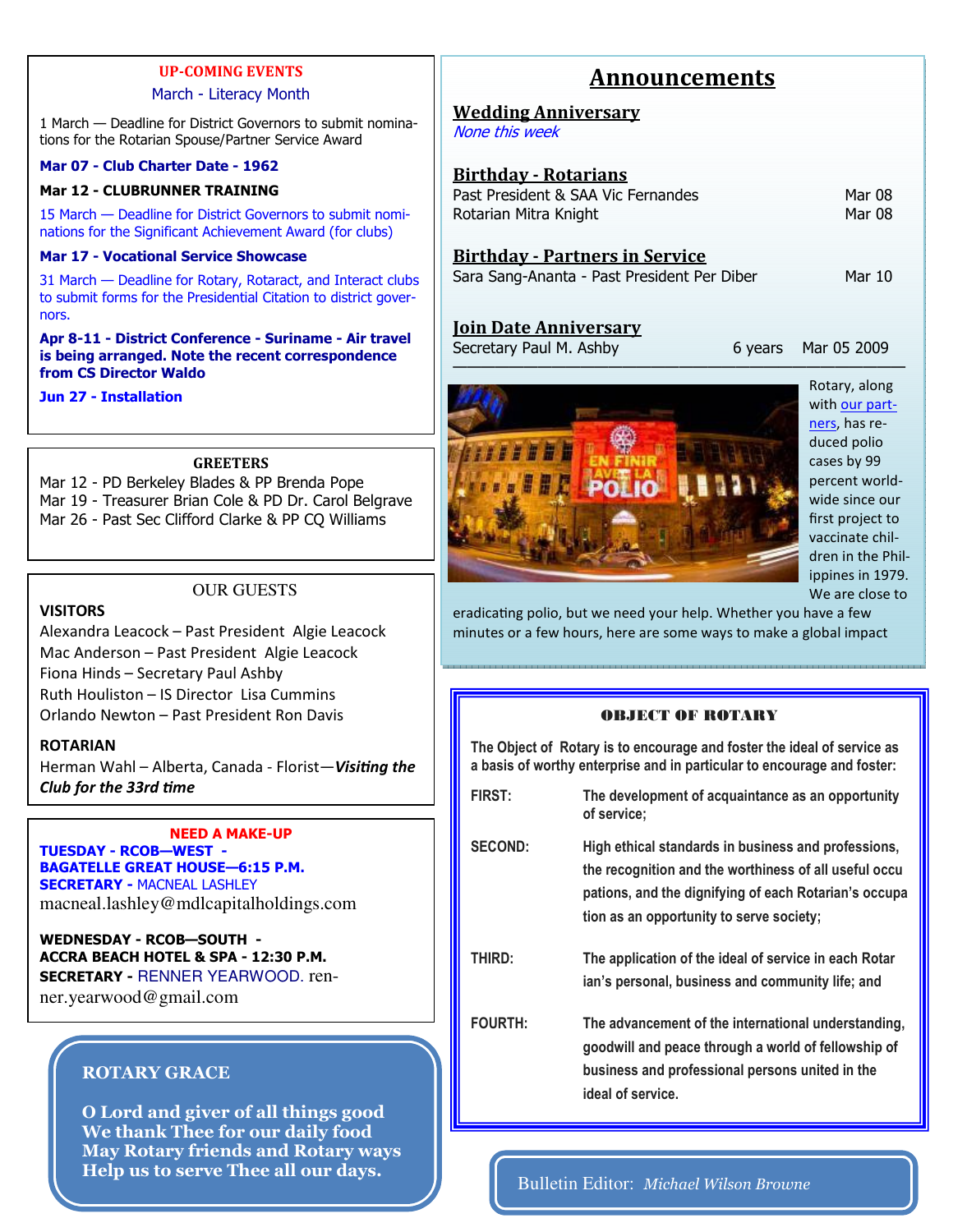**UP-COMING EVENTS**

March - Literacy Month

1 March — Deadline for District Governors to submit nominations for the Rotarian Spouse/Partner Service Award

**Mar 07 - Club Charter Date - 1962**

**Mar 12 - CLUBRUNNER TRAINING**

15 March — Deadline for District Governors to submit nominations for the Significant Achievement Award (for clubs)

**Mar 17 - Vocational Service Showcase**

31 March — Deadline for Rotary, Rotaract, and Interact clubs to submit forms for the Presidential Citation to district governors.

**Apr 8-11 - District Conference - Suriname - Air travel is being arranged. Note the recent correspondence from CS Director Waldo**

**Jun 27 - Installation**

**GREETERS**

Mar 12 - PD Berkeley Blades & PP Brenda Pope
Mar 19 - Treasurer Brian Cole & PD Dr. Carol Belgrave
Mar 26 - Past Sec Clifford Clarke & PP CQ Williams

OUR GUESTS

**VISITORS**

Alexandra Leacock – Past President Algie Leacock
Mac Anderson – Past President Algie Leacock
Fiona Hinds – Secretary Paul Ashby
Ruth Houliston – IS Director Lisa Cummins
Orlando Newton – Past President Ron Davis

**ROTARIAN**

Herman Wahl – Alberta, Canada - Florist—***Visiting the Club for the 33rd time***

**NEED A MAKE-UP**

**TUESDAY - RCOB—WEST -**
**BAGATELLE GREAT HOUSE—6:15 P.M.**
**SECRETARY -** MACNEAL LASHLEY
macneal.lashley@mdlcapitalholdings.com

**WEDNESDAY - RCOB—SOUTH -**
**ACCRA BEACH HOTEL & SPA - 12:30 P.M.**
**SECRETARY -** RENNER YEARWOOD. renner.yearwood@gmail.com

**ROTARY GRACE**

**O Lord and giver of all things good**
**We thank Thee for our daily food**
**May Rotary friends and Rotary ways**
**Help us to serve Thee all our days.**

# Announcements

## Wedding Anniversary

*None this week*

## Birthday - Rotarians

Past President & SAA Vic Fernandes — Mar 08
Rotarian Mitra Knight — Mar 08

## Birthday - Partners in Service

Sara Sang-Ananta - Past President Per Diber — Mar 10

## Join Date Anniversary

Secretary Paul M. Ashby — 6 years — Mar 05 2009

Rotary, along with our partners, has reduced polio cases by 99 percent worldwide since our first project to vaccinate children in the Philippines in 1979. We are close to eradicating polio, but we need your help. Whether you have a few minutes or a few hours, here are some ways to make a global impact

**OBJECT OF ROTARY**

**The Object of Rotary is to encourage and foster the ideal of service as a basis of worthy enterprise and in particular to encourage and foster:**

**FIRST:** The development of acquaintance as an opportunity of service;

**SECOND:** High ethical standards in business and professions, the recognition and the worthiness of all useful occupations, and the dignifying of each Rotarian's occupation as an opportunity to serve society;

**THIRD:** The application of the ideal of service in each Rotarian's personal, business and community life; and

**FOURTH:** The advancement of the international understanding, goodwill and peace through a world of fellowship of business and professional persons united in the ideal of service.

Bulletin Editor: *Michael Wilson Browne*